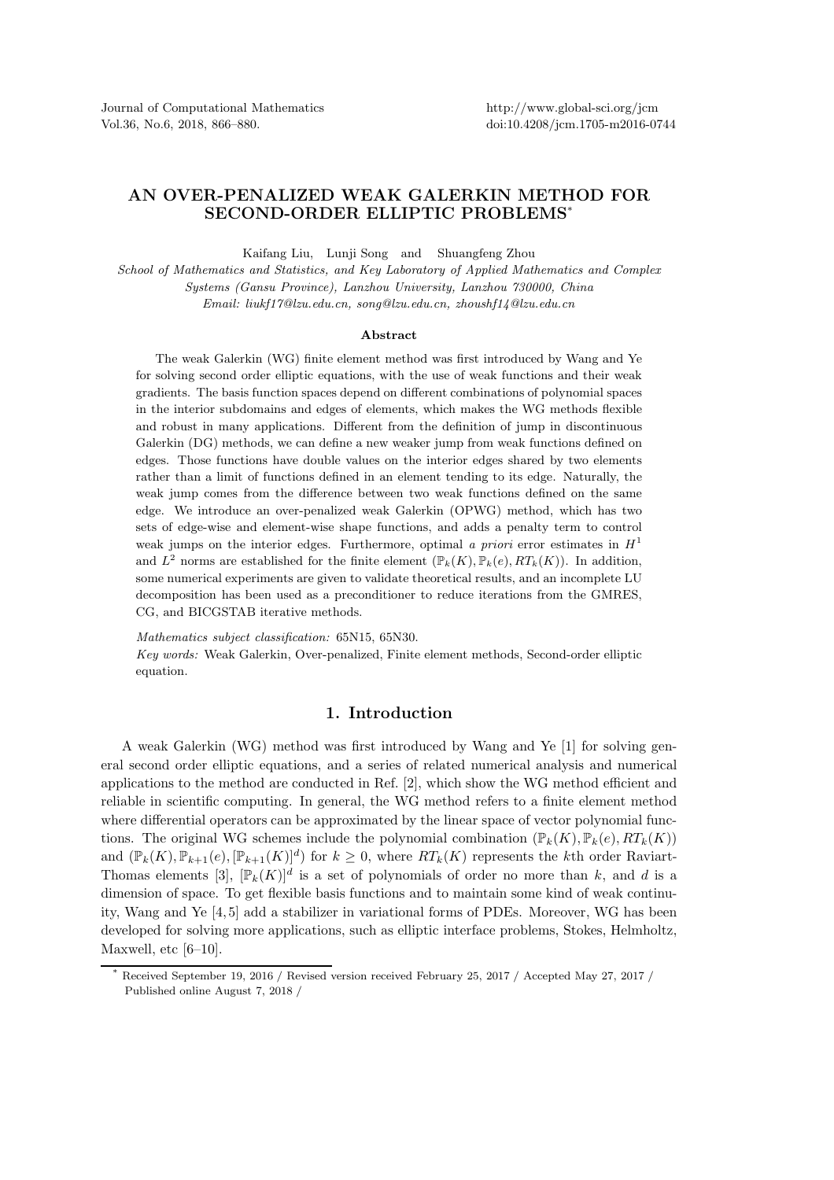# AN OVER-PENALIZED WEAK GALERKIN METHOD FOR SECOND-ORDER ELLIPTIC PROBLEMS*

Kaifang Liu, Lunji Song and Shuangfeng Zhou

*School of Mathematics and Statistics, and Key Laboratory of Applied Mathematics and Complex Systems (Gansu Province), Lanzhou University, Lanzhou 730000, China*

*Email: liukf17@lzu.edu.cn, song@lzu.edu.cn, zhoushf14@lzu.edu.cn*

## Abstract

The weak Galerkin (WG) finite element method was first introduced by Wang and Ye for solving second order elliptic equations, with the use of weak functions and their weak gradients. The basis function spaces depend on different combinations of polynomial spaces in the interior subdomains and edges of elements, which makes the WG methods flexible and robust in many applications. Different from the definition of jump in discontinuous Galerkin (DG) methods, we can define a new weaker jump from weak functions defined on edges. Those functions have double values on the interior edges shared by two elements rather than a limit of functions defined in an element tending to its edge. Naturally, the weak jump comes from the difference between two weak functions defined on the same edge. We introduce an over-penalized weak Galerkin (OPWG) method, which has two sets of edge-wise and element-wise shape functions, and adds a penalty term to control weak jumps on the interior edges. Furthermore, optimal *a priori* error estimates in $H^1$ and $L^2$ norms are established for the finite element $(\mathbb{P}_k(K), \mathbb{P}_k(e), RT_k(K))$. In addition, some numerical experiments are given to validate theoretical results, and an incomplete LU decomposition has been used as a preconditioner to reduce iterations from the GMRES, CG, and BICGSTAB iterative methods.

*Mathematics subject classification:* 65N15, 65N30.

*Key words:* Weak Galerkin, Over-penalized, Finite element methods, Second-order elliptic equation.

## 1. Introduction

A weak Galerkin (WG) method was first introduced by Wang and Ye [1] for solving general second order elliptic equations, and a series of related numerical analysis and numerical applications to the method are conducted in Ref. [2], which show the WG method efficient and reliable in scientific computing. In general, the WG method refers to a finite element method where differential operators can be approximated by the linear space of vector polynomial functions. The original WG schemes include the polynomial combination $(\mathbb{P}_k(K), \mathbb{P}_k(e), RT_k(K))$ and $(\mathbb{P}_k(K), \mathbb{P}_{k+1}(e), [\mathbb{P}_{k+1}(K)]^d)$ for $k \geq 0$, where $RT_k(K)$ represents the $k$th order Raviart-Thomas elements [3], $[\mathbb{P}_k(K)]^d$ is a set of polynomials of order no more than $k$, and $d$ is a dimension of space. To get flexible basis functions and to maintain some kind of weak continuity, Wang and Ye [4,5] add a stabilizer in variational forms of PDEs. Moreover, WG has been developed for solving more applications, such as elliptic interface problems, Stokes, Helmholtz, Maxwell, etc [6–10].

* Received September 19, 2016 / Revised version received February 25, 2017 / Accepted May 27, 2017 / Published online August 7, 2018 /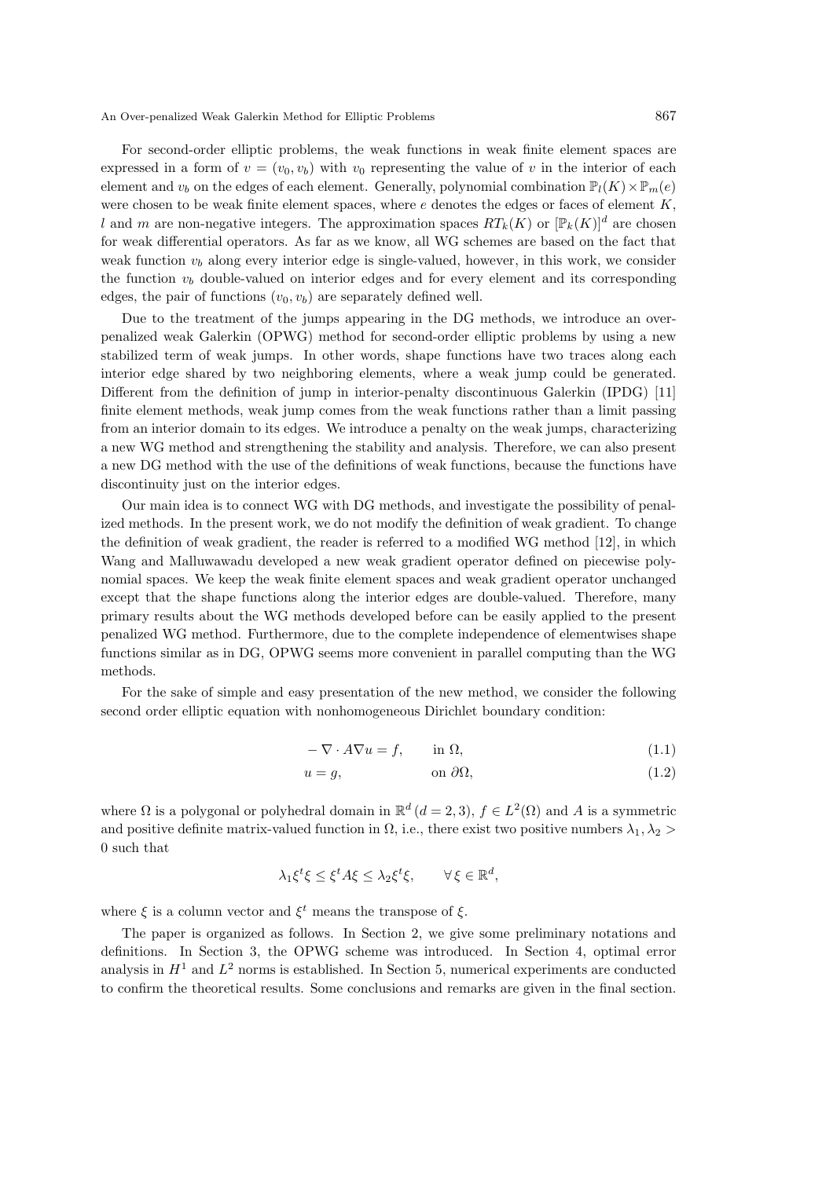For second-order elliptic problems, the weak functions in weak finite element spaces are expressed in a form of $v = (v_0, v_b)$ with $v_0$ representing the value of $v$ in the interior of each element and $v_b$ on the edges of each element. Generally, polynomial combination $\mathbb{P}_l(K) \times \mathbb{P}_m(e)$ were chosen to be weak finite element spaces, where $e$ denotes the edges or faces of element $K$, $l$ and $m$ are non-negative integers. The approximation spaces $RT_k(K)$ or $[\mathbb{P}_k(K)]^d$ are chosen for weak differential operators. As far as we know, all WG schemes are based on the fact that weak function $v_b$ along every interior edge is single-valued, however, in this work, we consider the function $v_b$ double-valued on interior edges and for every element and its corresponding edges, the pair of functions $(v_0, v_b)$ are separately defined well.

Due to the treatment of the jumps appearing in the DG methods, we introduce an over-penalized weak Galerkin (OPWG) method for second-order elliptic problems by using a new stabilized term of weak jumps. In other words, shape functions have two traces along each interior edge shared by two neighboring elements, where a weak jump could be generated. Different from the definition of jump in interior-penalty discontinuous Galerkin (IPDG) [11] finite element methods, weak jump comes from the weak functions rather than a limit passing from an interior domain to its edges. We introduce a penalty on the weak jumps, characterizing a new WG method and strengthening the stability and analysis. Therefore, we can also present a new DG method with the use of the definitions of weak functions, because the functions have discontinuity just on the interior edges.

Our main idea is to connect WG with DG methods, and investigate the possibility of penalized methods. In the present work, we do not modify the definition of weak gradient. To change the definition of weak gradient, the reader is referred to a modified WG method [12], in which Wang and Malluwawadu developed a new weak gradient operator defined on piecewise polynomial spaces. We keep the weak finite element spaces and weak gradient operator unchanged except that the shape functions along the interior edges are double-valued. Therefore, many primary results about the WG methods developed before can be easily applied to the present penalized WG method. Furthermore, due to the complete independence of elementwises shape functions similar as in DG, OPWG seems more convenient in parallel computing than the WG methods.

For the sake of simple and easy presentation of the new method, we consider the following second order elliptic equation with nonhomogeneous Dirichlet boundary condition:

$$-\nabla \cdot A\nabla u = f, \qquad \text{in } \Omega, \tag{1.1}$$

$$u = g, \qquad \text{on } \partial\Omega, \tag{1.2}$$

where $\Omega$ is a polygonal or polyhedral domain in $\mathbb{R}^d \, (d = 2, 3)$, $f \in L^2(\Omega)$ and $A$ is a symmetric and positive definite matrix-valued function in $\Omega$, i.e., there exist two positive numbers $\lambda_1, \lambda_2 > 0$ such that

$$\lambda_1 \xi^t \xi \leq \xi^t A \xi \leq \lambda_2 \xi^t \xi, \qquad \forall\, \xi \in \mathbb{R}^d,$$

where $\xi$ is a column vector and $\xi^t$ means the transpose of $\xi$.

The paper is organized as follows. In Section 2, we give some preliminary notations and definitions. In Section 3, the OPWG scheme was introduced. In Section 4, optimal error analysis in $H^1$ and $L^2$ norms is established. In Section 5, numerical experiments are conducted to confirm the theoretical results. Some conclusions and remarks are given in the final section.